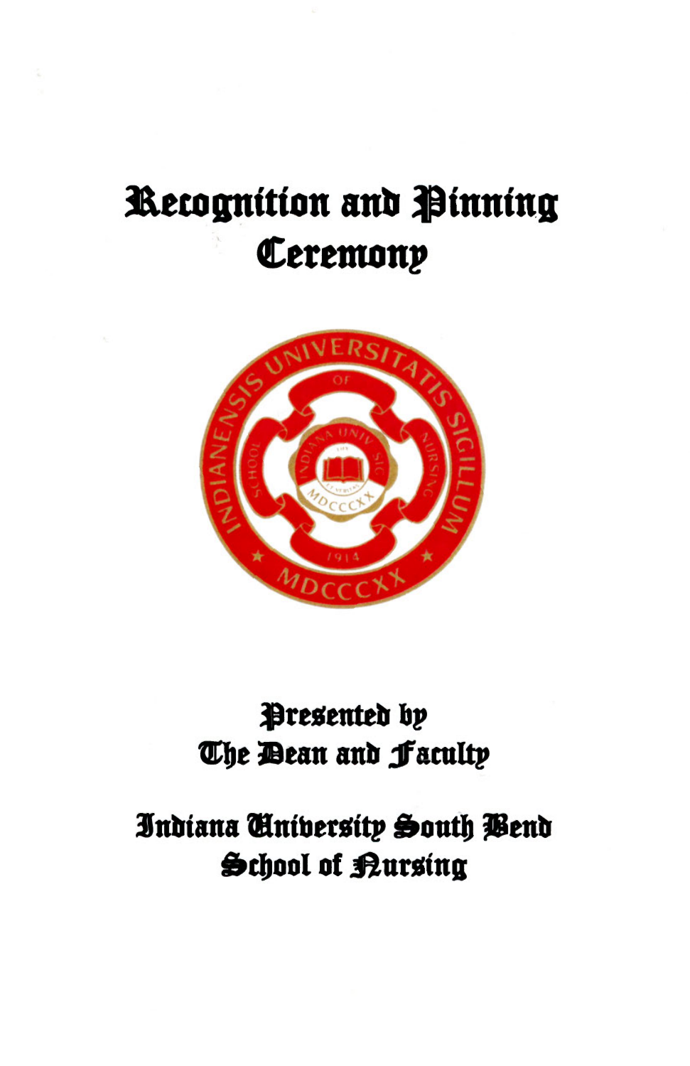# Recognition and Pinning Ceremony

Presented by
The Dean and Faculty

Indiana University South Bend
School of Nursing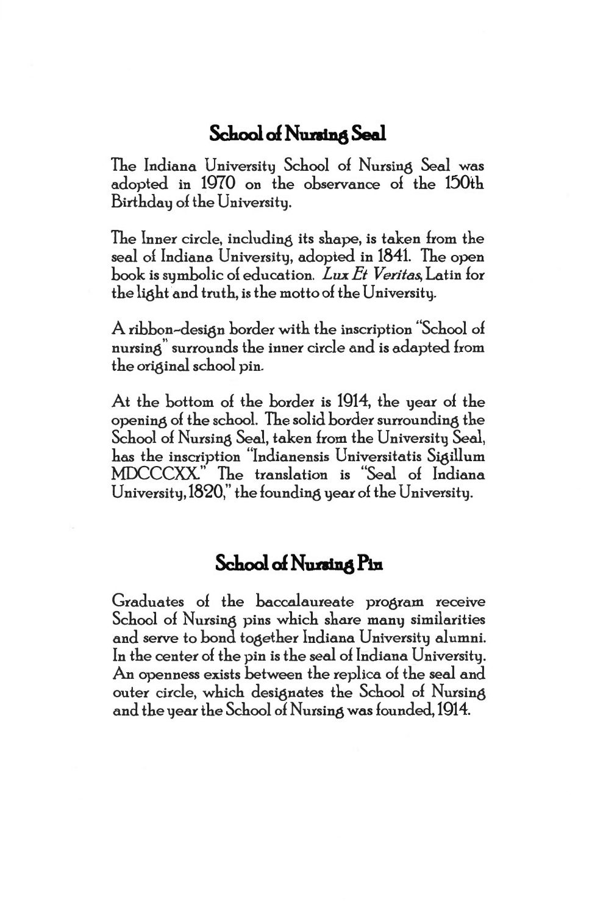## School of Nursing Seal

The Indiana University School of Nursing Seal was adopted in 1970 on the observance of the 150th Birthday of the University.

The Inner circle, including its shape, is taken from the seal of Indiana University, adopted in 1841. The open book is symbolic of education. *Lux Et Veritas*, Latin for the light and truth, is the motto of the University.

A ribbon-design border with the inscription "School of nursing" surrounds the inner circle and is adapted from the original school pin.

At the bottom of the border is 1914, the year of the opening of the school. The solid border surrounding the School of Nursing Seal, taken from the University Seal, has the inscription "Indianensis Universitatis Sigillum MDCCCXX." The translation is "Seal of Indiana University, 1820," the founding year of the University.

## School of Nursing Pin

Graduates of the baccalaureate program receive School of Nursing pins which share many similarities and serve to bond together Indiana University alumni. In the center of the pin is the seal of Indiana University. An openness exists between the replica of the seal and outer circle, which designates the School of Nursing and the year the School of Nursing was founded, 1914.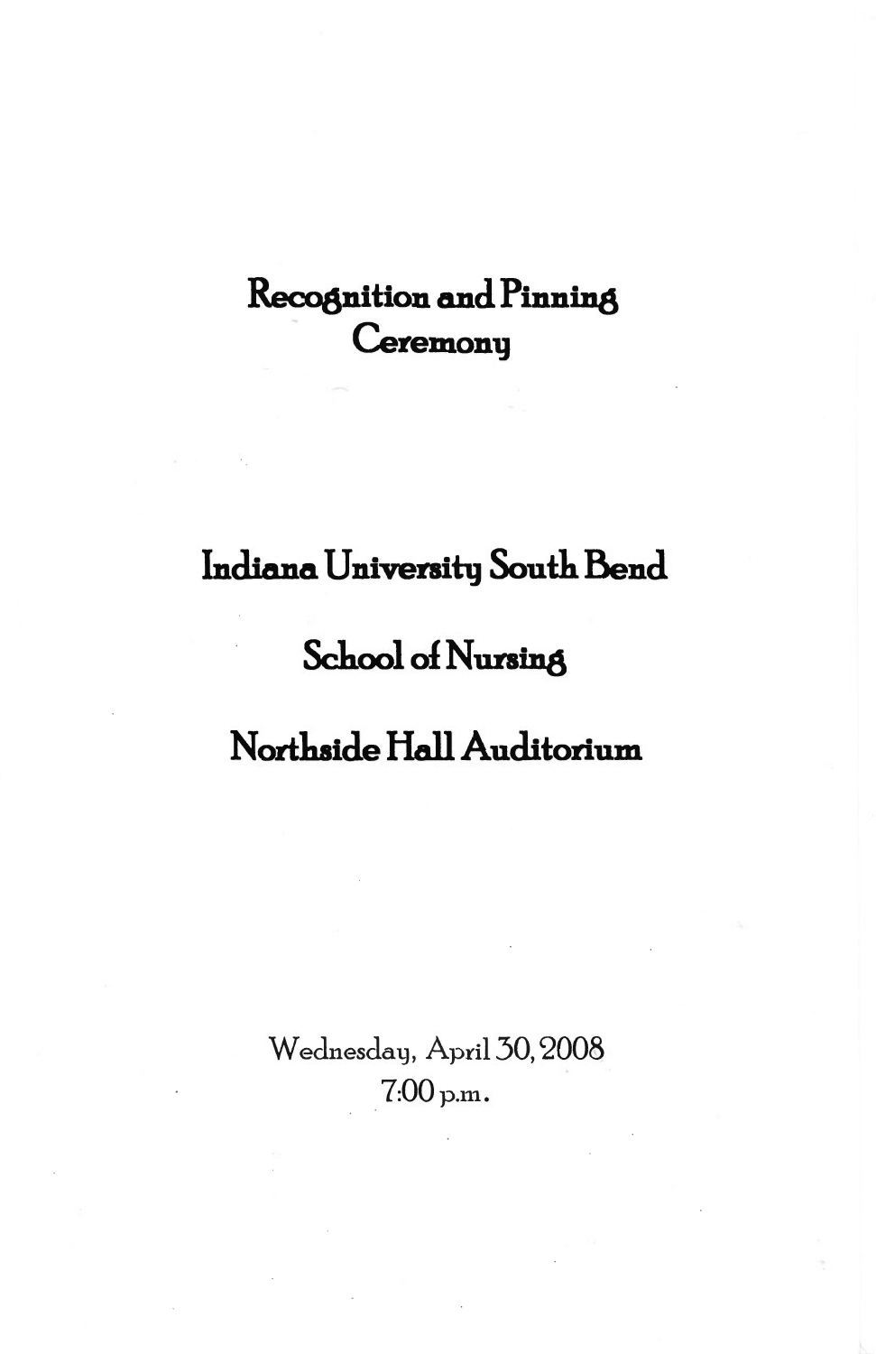# Recognition and Pinning Ceremony

## Indiana University South Bend

## School of Nursing

## Northside Hall Auditorium

Wednesday, April 30, 2008

7:00 p.m.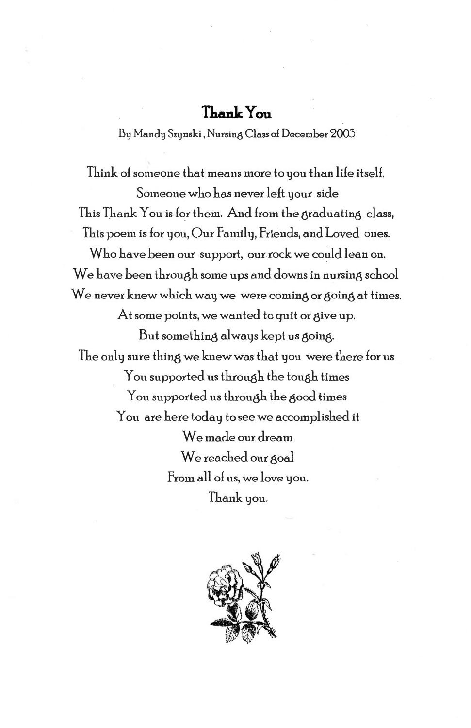# Thank You

By Mandy Szynski, Nursing Class of December 2003

Think of someone that means more to you than life itself.
Someone who has never left your side
This Thank You is for them. And from the graduating class,
This poem is for you, Our Family, Friends, and Loved ones.
Who have been our support, our rock we could lean on.
We have been through some ups and downs in nursing school
We never knew which way we were coming or going at times.
At some points, we wanted to quit or give up.
But something always kept us going.
The only sure thing we knew was that you were there for us
You supported us through the tough times
You supported us through the good times
You are here today to see we accomplished it
We made our dream
We reached our goal
From all of us, we love you.
Thank you.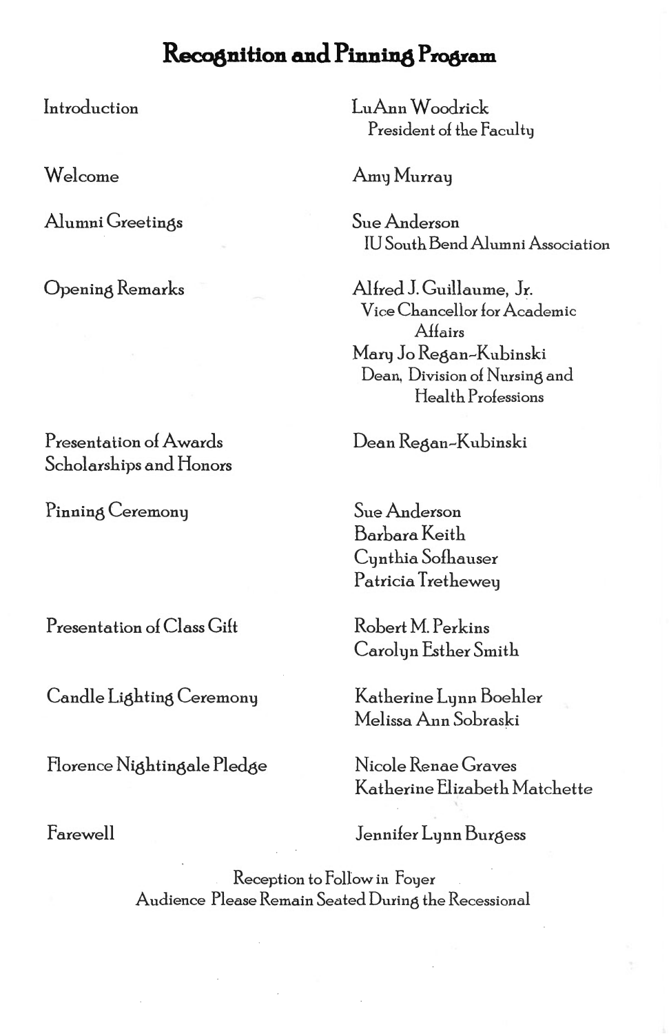# Recognition and Pinning Program

| | |
|---|---|
| Introduction | LuAnn Woodrick<br>President of the Faculty |
| Welcome | Amy Murray |
| Alumni Greetings | Sue Anderson<br>IU South Bend Alumni Association |
| Opening Remarks | Alfred J. Guillaume, Jr.<br>Vice Chancellor for Academic Affairs<br>Mary Jo Regan-Kubinski<br>Dean, Division of Nursing and Health Professions |
| Presentation of Awards Scholarships and Honors | Dean Regan-Kubinski |
| Pinning Ceremony | Sue Anderson<br>Barbara Keith<br>Cynthia Sofhauser<br>Patricia Trethewey |
| Presentation of Class Gift | Robert M. Perkins<br>Carolyn Esther Smith |
| Candle Lighting Ceremony | Katherine Lynn Boehler<br>Melissa Ann Sobraski |
| Florence Nightingale Pledge | Nicole Renae Graves<br>Katherine Elizabeth Matchette |
| Farewell | Jennifer Lynn Burgess |

Reception to Follow in Foyer
Audience Please Remain Seated During the Recessional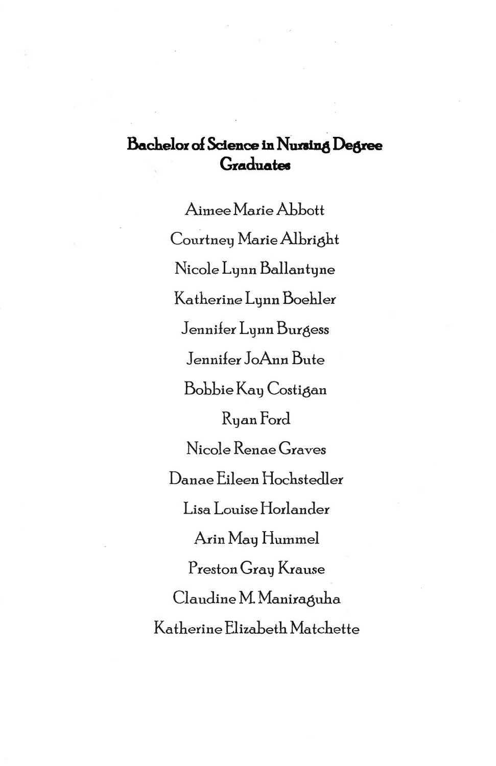## Bachelor of Science in Nursing Degree Graduates

Aimee Marie Abbott

Courtney Marie Albright

Nicole Lynn Ballantyne

Katherine Lynn Boehler

Jennifer Lynn Burgess

Jennifer JoAnn Bute

Bobbie Kay Costigan

Ryan Ford

Nicole Renae Graves

Danae Eileen Hochstedler

Lisa Louise Horlander

Arin May Hummel

Preston Gray Krause

Claudine M. Maniraguha

Katherine Elizabeth Matchette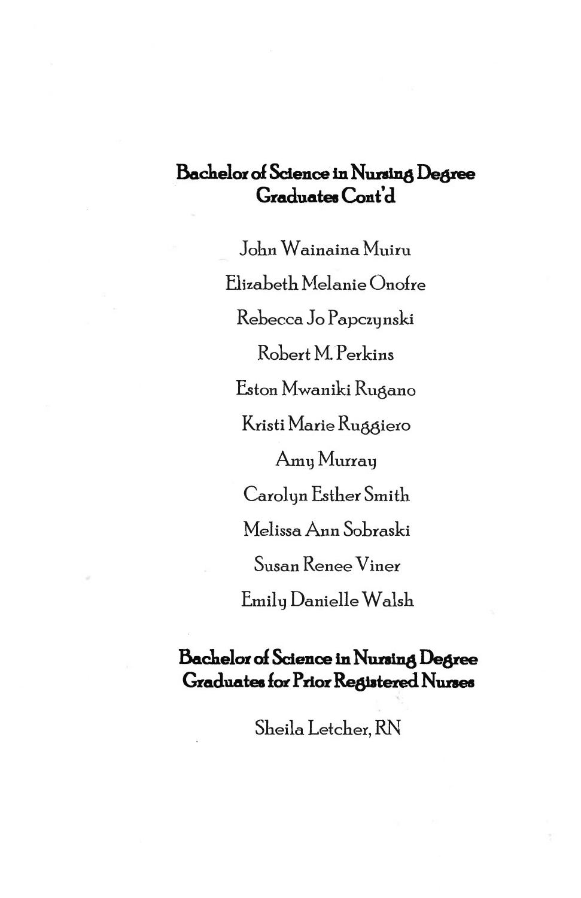## Bachelor of Science in Nursing Degree Graduates Cont'd

John Wainaina Muiru

Elizabeth Melanie Onofre

Rebecca Jo Papczynski

Robert M. Perkins

Eston Mwaniki Rugano

Kristi Marie Ruggiero

Amy Murray

Carolyn Esther Smith

Melissa Ann Sobraski

Susan Renee Viner

Emily Danielle Walsh

## Bachelor of Science in Nursing Degree Graduates for Prior Registered Nurses

Sheila Letcher, RN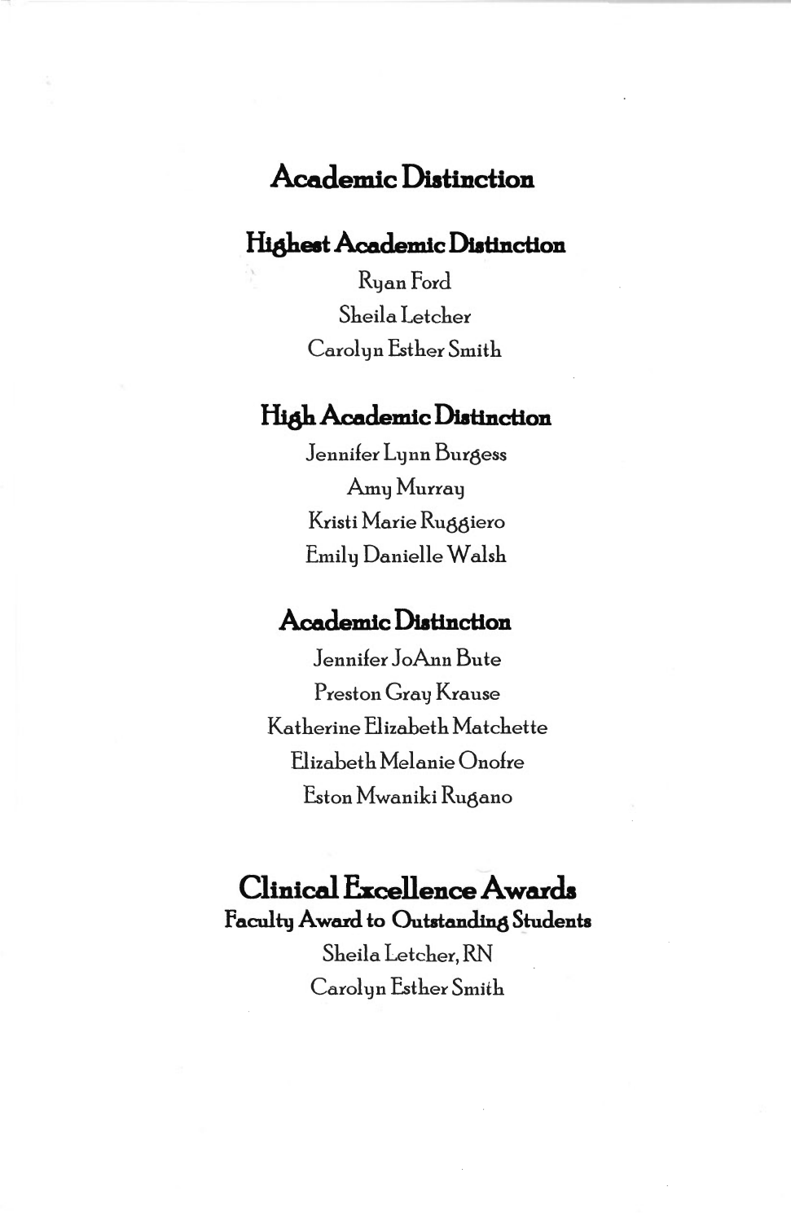# Academic Distinction

## Highest Academic Distinction

Ryan Ford

Sheila Letcher

Carolyn Esther Smith

## High Academic Distinction

Jennifer Lynn Burgess

Amy Murray

Kristi Marie Ruggiero

Emily Danielle Walsh

## Academic Distinction

Jennifer JoAnn Bute

Preston Gray Krause

Katherine Elizabeth Matchette

Elizabeth Melanie Onofre

Eston Mwaniki Rugano

# Clinical Excellence Awards

**Faculty Award to Outstanding Students**

Sheila Letcher, RN

Carolyn Esther Smith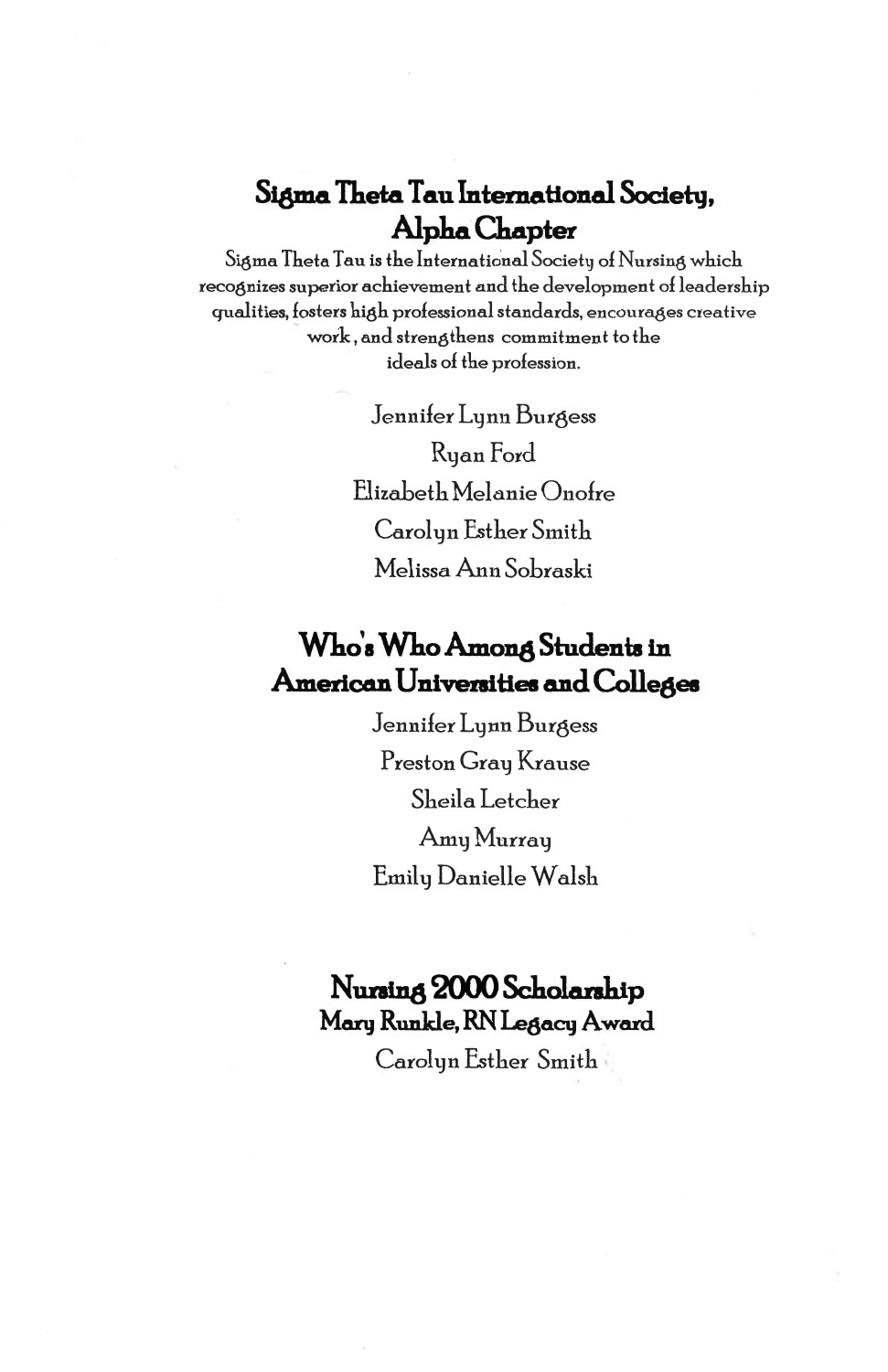## Sigma Theta Tau International Society, Alpha Chapter

Sigma Theta Tau is the International Society of Nursing which recognizes superior achievement and the development of leadership qualities, fosters high professional standards, encourages creative work, and strengthens commitment to the ideals of the profession.

Jennifer Lynn Burgess

Ryan Ford

Elizabeth Melanie Onofre

Carolyn Esther Smith

Melissa Ann Sobraski

## Who's Who Among Students in American Universities and Colleges

Jennifer Lynn Burgess

Preston Gray Krause

Sheila Letcher

Amy Murray

Emily Danielle Walsh

## Nursing 2000 Scholarship

### Mary Runkle, RN Legacy Award

Carolyn Esther Smith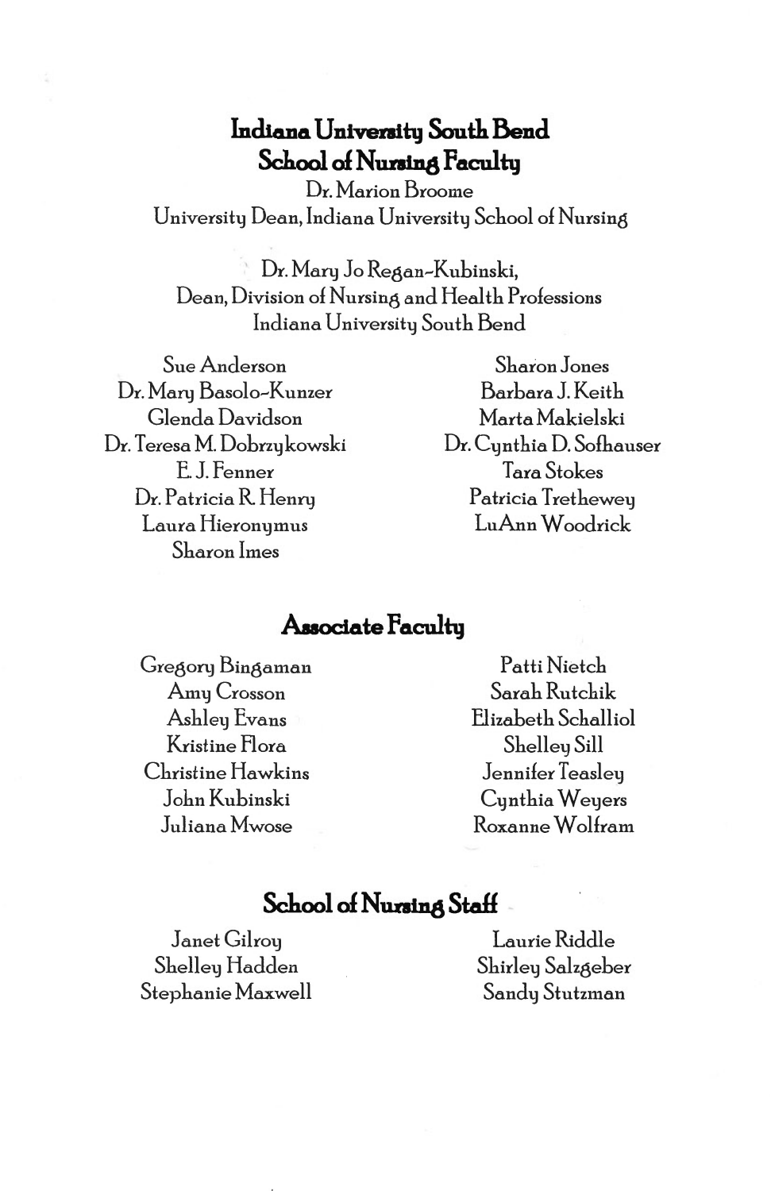## Indiana University South Bend
## School of Nursing Faculty

Dr. Marion Broome
University Dean, Indiana University School of Nursing

Dr. Mary Jo Regan-Kubinski,
Dean, Division of Nursing and Health Professions
Indiana University South Bend

Sue Anderson
Dr. Mary Basolo-Kunzer
Glenda Davidson
Dr. Teresa M. Dobrzykowski
E. J. Fenner
Dr. Patricia R. Henry
Laura Hieronymus
Sharon Imes
Sharon Jones
Barbara J. Keith
Marta Makielski
Dr. Cynthia D. Sofhauser
Tara Stokes
Patricia Trethewey
LuAnn Woodrick

## Associate Faculty

Gregory Bingaman
Amy Crosson
Ashley Evans
Kristine Flora
Christine Hawkins
John Kubinski
Juliana Mwose
Patti Nietch
Sarah Rutchik
Elizabeth Schalliol
Shelley Sill
Jennifer Teasley
Cynthia Weyers
Roxanne Wolfram

## School of Nursing Staff

Janet Gilroy
Shelley Hadden
Stephanie Maxwell
Laurie Riddle
Shirley Salzgeber
Sandy Stutzman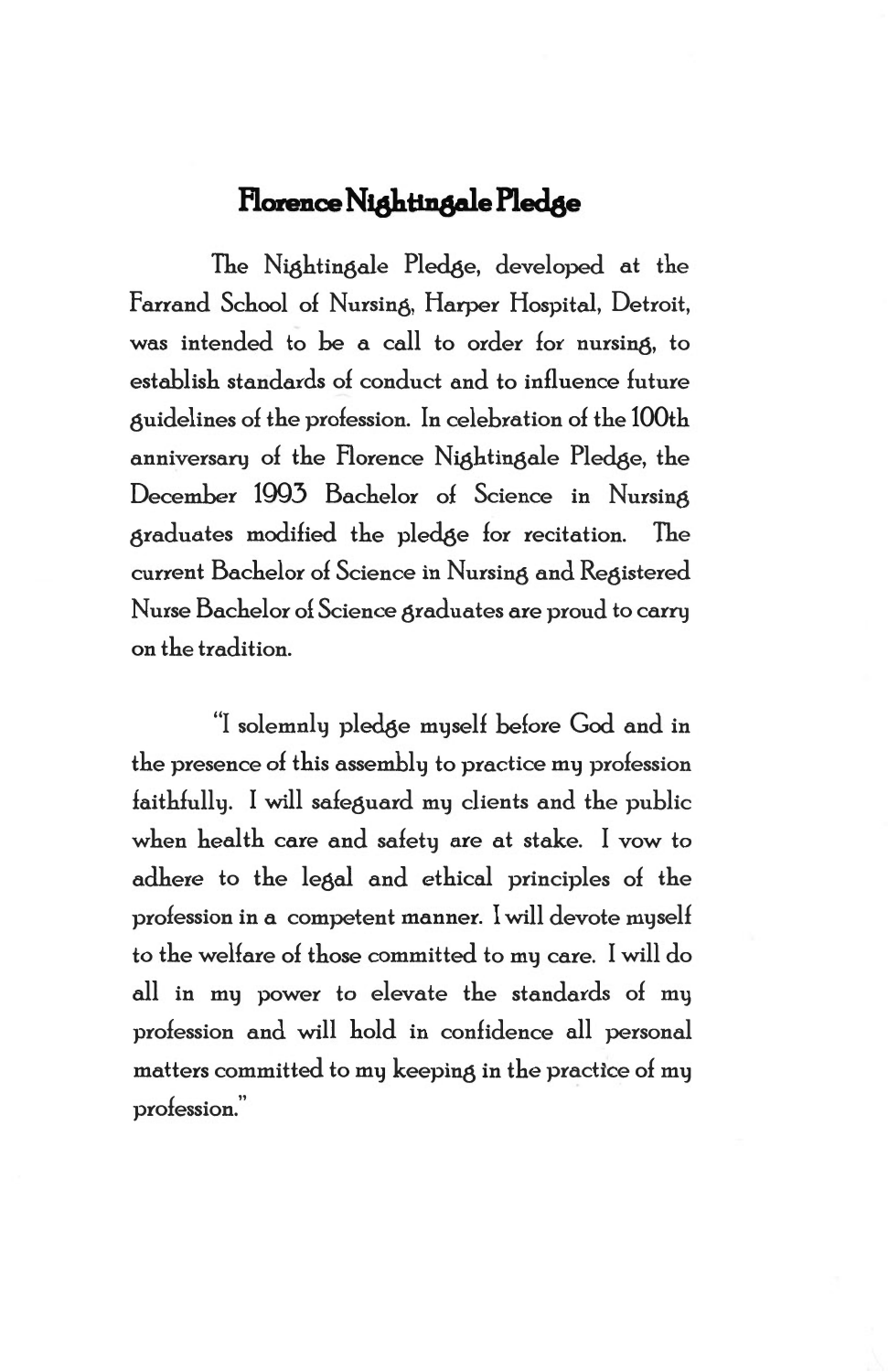## Florence Nightingale Pledge

The Nightingale Pledge, developed at the Farrand School of Nursing, Harper Hospital, Detroit, was intended to be a call to order for nursing, to establish standards of conduct and to influence future guidelines of the profession. In celebration of the 100th anniversary of the Florence Nightingale Pledge, the December 1993 Bachelor of Science in Nursing graduates modified the pledge for recitation. The current Bachelor of Science in Nursing and Registered Nurse Bachelor of Science graduates are proud to carry on the tradition.

"I solemnly pledge myself before God and in the presence of this assembly to practice my profession faithfully. I will safeguard my clients and the public when health care and safety are at stake. I vow to adhere to the legal and ethical principles of the profession in a competent manner. I will devote myself to the welfare of those committed to my care. I will do all in my power to elevate the standards of my profession and will hold in confidence all personal matters committed to my keeping in the practice of my profession."